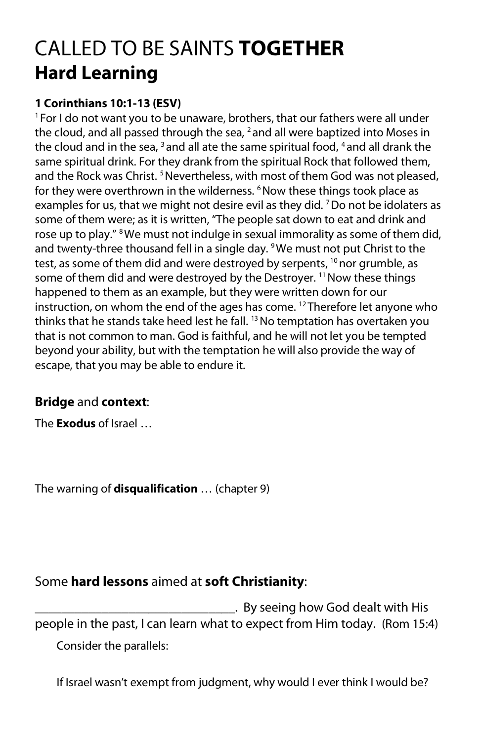# CALLED TO BE SAINTS **TOGETHER**
## Hard Learning

**1 Corinthians 10:1-13 (ESV)**

[1] For I do not want you to be unaware, brothers, that our fathers were all under the cloud, and all passed through the sea, [2] and all were baptized into Moses in the cloud and in the sea, [3] and all ate the same spiritual food, [4] and all drank the same spiritual drink. For they drank from the spiritual Rock that followed them, and the Rock was Christ. [5] Nevertheless, with most of them God was not pleased, for they were overthrown in the wilderness. [6] Now these things took place as examples for us, that we might not desire evil as they did. [7] Do not be idolaters as some of them were; as it is written, "The people sat down to eat and drink and rose up to play." [8] We must not indulge in sexual immorality as some of them did, and twenty-three thousand fell in a single day. [9] We must not put Christ to the test, as some of them did and were destroyed by serpents, [10] nor grumble, as some of them did and were destroyed by the Destroyer. [11] Now these things happened to them as an example, but they were written down for our instruction, on whom the end of the ages has come. [12] Therefore let anyone who thinks that he stands take heed lest he fall. [13] No temptation has overtaken you that is not common to man. God is faithful, and he will not let you be tempted beyond your ability, but with the temptation he will also provide the way of escape, that you may be able to endure it.

### **Bridge** and **context**:

The **Exodus** of Israel …

The warning of **disqualification** … (chapter 9)

### Some **hard lessons** aimed at **soft Christianity**:

________________________________. By seeing how God dealt with His people in the past, I can learn what to expect from Him today. (Rom 15:4)

Consider the parallels:

If Israel wasn't exempt from judgment, why would I ever think I would be?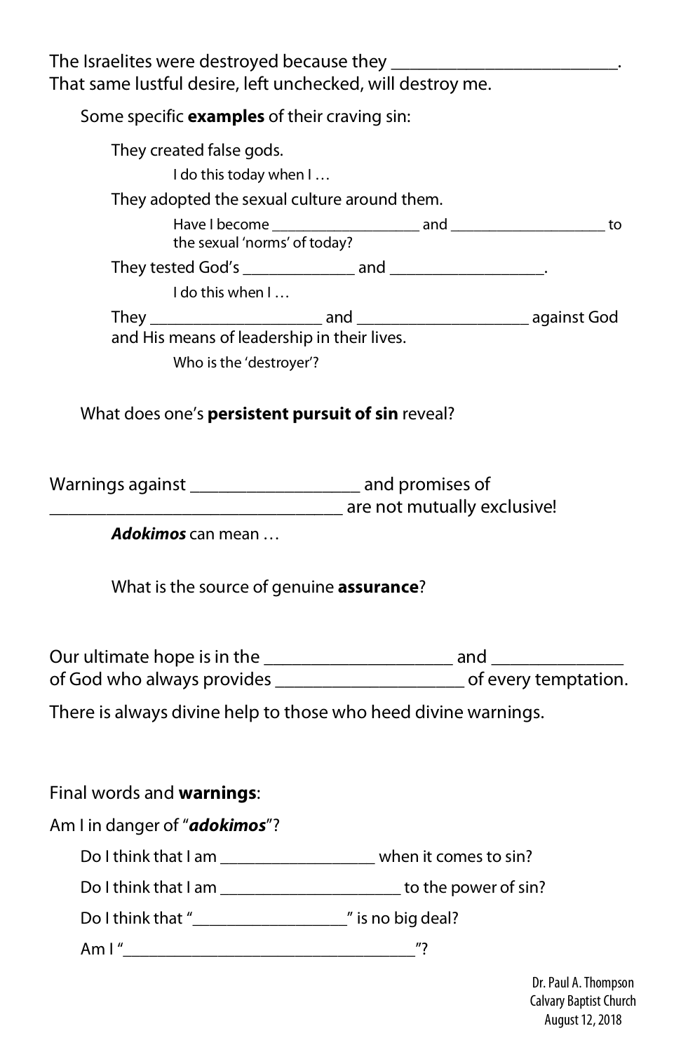The Israelites were destroyed because they _________________________.
That same lustful desire, left unchecked, will destroy me.

Some specific **examples** of their craving sin:

They created false gods.

I do this today when I …

They adopted the sexual culture around them.

Have I become __________________ and __________________ to the sexual 'norms' of today?

They tested God's ______________ and __________________.

I do this when I …

They ____________________ and ____________________ against God and His means of leadership in their lives.

Who is the 'destroyer'?

What does one's **persistent pursuit of sin** reveal?

Warnings against __________________ and promises of ________________________________ are not mutually exclusive!

***Adokimos*** can mean …

What is the source of genuine **assurance**?

Our ultimate hope is in the ____________________ and ______________ of God who always provides ____________________ of every temptation.

There is always divine help to those who heed divine warnings.

Final words and **warnings**:

Am I in danger of "***adokimos***"?

Do I think that I am _________________ when it comes to sin?

Do I think that I am ____________________ to the power of sin?

Do I think that "________________" is no big deal?

Am I "________________________________"?

Dr. Paul A. Thompson
Calvary Baptist Church
August 12, 2018